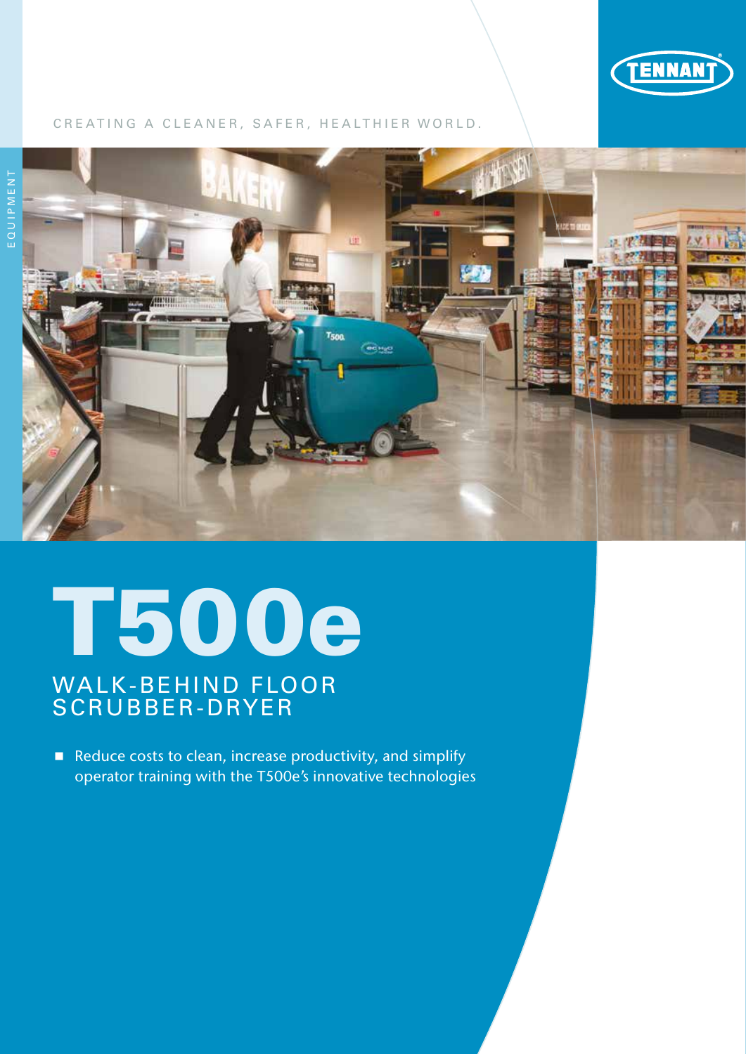TENNANT

CREATING A CLEANER, SAFER, HEALTHIER WORLD.

EQUIPMENT

# T500e

## WALK-BEHIND FLOOR SCRUBBER-DRYER

- Reduce costs to clean, increase productivity, and simplify operator training with the T500e's innovative technologies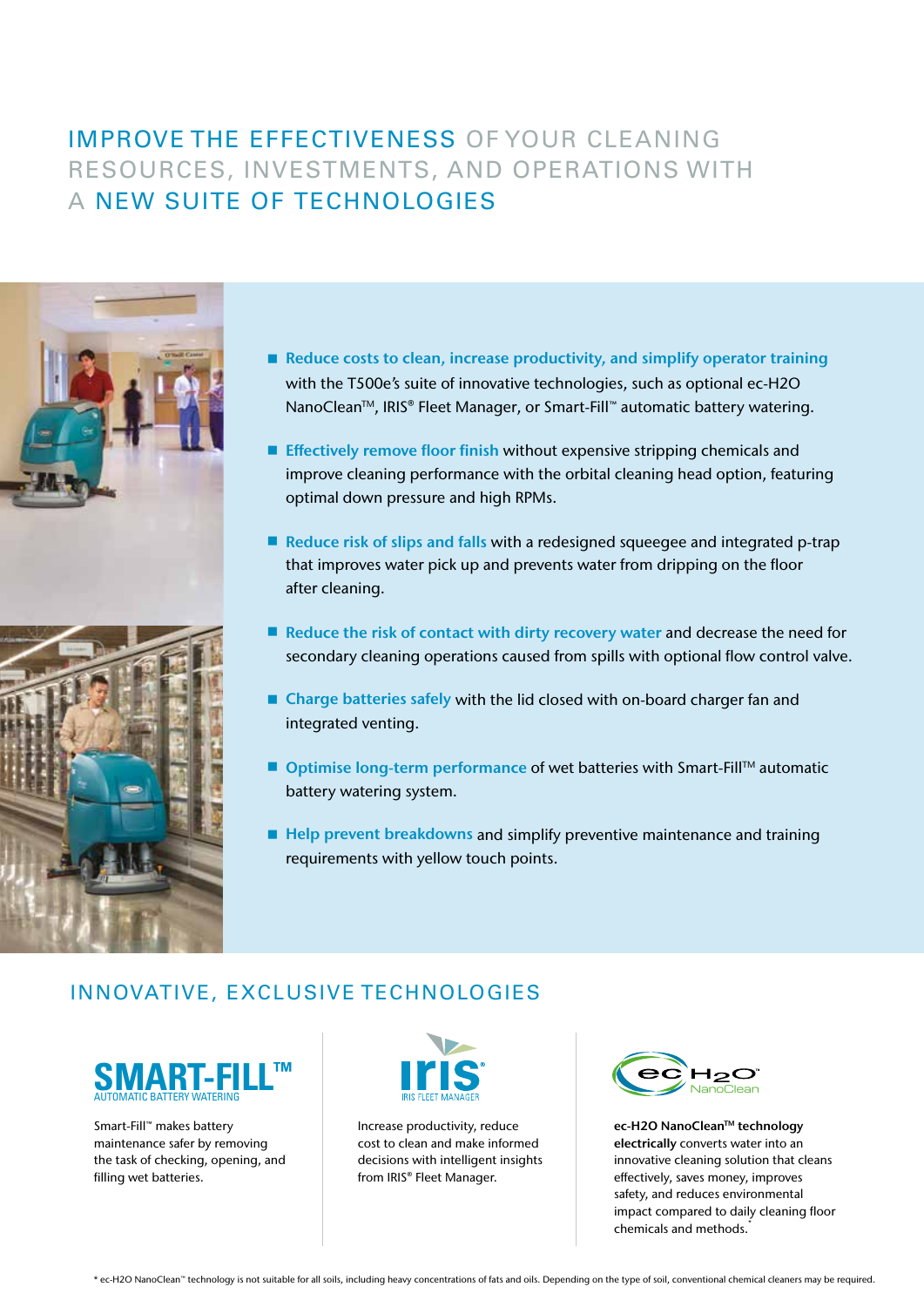# IMPROVE THE EFFECTIVENESS OF YOUR CLEANING RESOURCES, INVESTMENTS, AND OPERATIONS WITH A NEW SUITE OF TECHNOLOGIES

- **Reduce costs to clean, increase productivity, and simplify operator training** with the T500e's suite of innovative technologies, such as optional ec-H2O NanoClean™, IRIS® Fleet Manager, or Smart-Fill™ automatic battery watering.
- **Effectively remove floor finish** without expensive stripping chemicals and improve cleaning performance with the orbital cleaning head option, featuring optimal down pressure and high RPMs.
- **Reduce risk of slips and falls** with a redesigned squeegee and integrated p-trap that improves water pick up and prevents water from dripping on the floor after cleaning.
- **Reduce the risk of contact with dirty recovery water** and decrease the need for secondary cleaning operations caused from spills with optional flow control valve.
- **Charge batteries safely** with the lid closed with on-board charger fan and integrated venting.
- **Optimise long-term performance** of wet batteries with Smart-Fill™ automatic battery watering system.
- **Help prevent breakdowns** and simplify preventive maintenance and training requirements with yellow touch points.

## INNOVATIVE, EXCLUSIVE TECHNOLOGIES

**SMART-FILL™**
AUTOMATIC BATTERY WATERING

Smart-Fill™ makes battery maintenance safer by removing the task of checking, opening, and filling wet batteries.

**IRIS®**
IRIS FLEET MANAGER

Increase productivity, reduce cost to clean and make informed decisions with intelligent insights from IRIS® Fleet Manager.

**ec H2O™ NanoClean**

**ec-H2O NanoClean™ technology electrically** converts water into an innovative cleaning solution that cleans effectively, saves money, improves safety, and reduces environmental impact compared to daily cleaning floor chemicals and methods.*

\* ec-H2O NanoClean™ technology is not suitable for all soils, including heavy concentrations of fats and oils. Depending on the type of soil, conventional chemical cleaners may be required.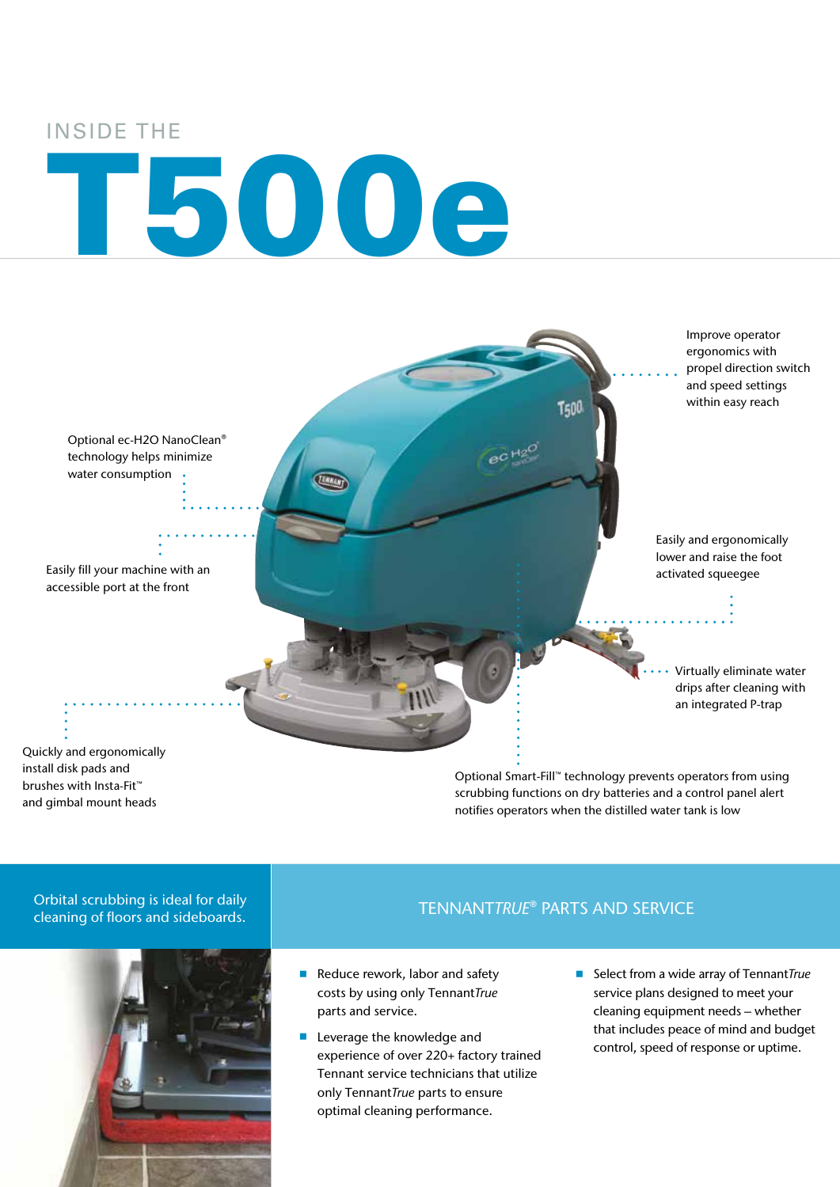# INSIDE THE T500e

Improve operator ergonomics with propel direction switch and speed settings within easy reach

Optional ec-H2O NanoClean® technology helps minimize water consumption

Easily fill your machine with an accessible port at the front

Easily and ergonomically lower and raise the foot activated squeegee

Virtually eliminate water drips after cleaning with an integrated P-trap

Quickly and ergonomically install disk pads and brushes with Insta-Fit™ and gimbal mount heads

Optional Smart-Fill™ technology prevents operators from using scrubbing functions on dry batteries and a control panel alert notifies operators when the distilled water tank is low

Orbital scrubbing is ideal for daily cleaning of floors and sideboards.

## TENNANT*TRUE*® PARTS AND SERVICE

- Reduce rework, labor and safety costs by using only Tennant*True* parts and service.
- Leverage the knowledge and experience of over 220+ factory trained Tennant service technicians that utilize only Tennant*True* parts to ensure optimal cleaning performance.
- Select from a wide array of Tennant*True* service plans designed to meet your cleaning equipment needs – whether that includes peace of mind and budget control, speed of response or uptime.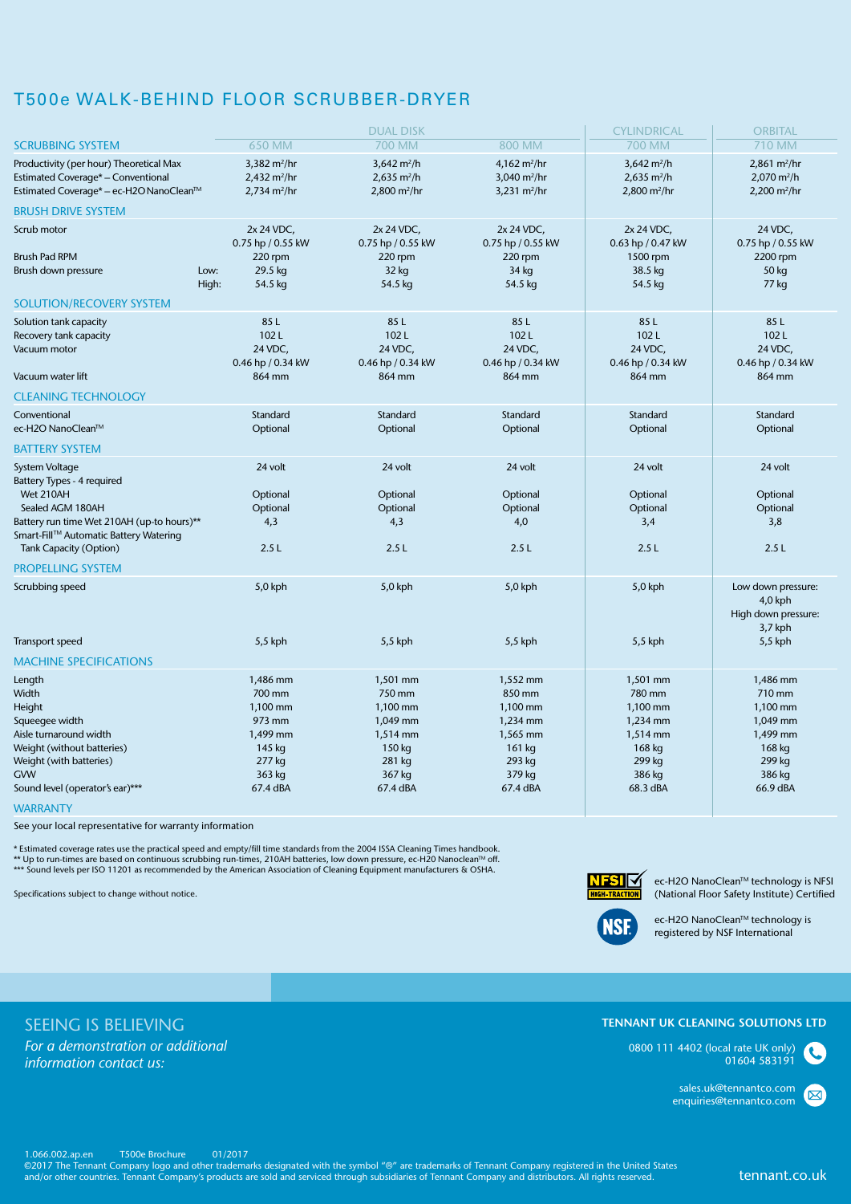# T500e WALK-BEHIND FLOOR SCRUBBER-DRYER

| | DUAL DISK | | | CYLINDRICAL | ORBITAL |
|---|---|---|---|---|---|
| **SCRUBBING SYSTEM** | 650 MM | 700 MM | 800 MM | 700 MM | 710 MM |
| Productivity (per hour) Theoretical Max | 3,382 m²/hr | 3,642 m²/h | 4,162 m²/h | 3,642 m²/h | 2,861 m²/hr |
| Estimated Coverage* – Conventional | 2,432 m²/hr | 2,635 m²/h | 3,040 m²/hr | 2,635 m²/h | 2,070 m²/h |
| Estimated Coverage* – ec-H2O NanoClean™ | 2,734 m²/hr | 2,800 m²/hr | 3,231 m²/hr | 2,800 m²/hr | 2,200 m²/hr |
| **BRUSH DRIVE SYSTEM** | | | | | |
| Scrub motor | 2x 24 VDC, 0.75 hp / 0.55 kW | 2x 24 VDC, 0.75 hp / 0.55 kW | 2x 24 VDC, 0.75 hp / 0.55 kW | 2x 24 VDC, 0.63 hp / 0.47 kW | 24 VDC, 0.75 hp / 0.55 kW |
| Brush Pad RPM | 220 rpm | 220 rpm | 220 rpm | 1500 rpm | 2200 rpm |
| Brush down pressure Low: | 29.5 kg | 32 kg | 34 kg | 38.5 kg | 50 kg |
| Brush down pressure High: | 54.5 kg | 54.5 kg | 54.5 kg | 54.5 kg | 77 kg |
| **SOLUTION/RECOVERY SYSTEM** | | | | | |
| Solution tank capacity | 85 L | 85 L | 85 L | 85 L | 85 L |
| Recovery tank capacity | 102 L | 102 L | 102 L | 102 L | 102 L |
| Vacuum motor | 24 VDC, 0.46 hp / 0.34 kW | 24 VDC, 0.46 hp / 0.34 kW | 24 VDC, 0.46 hp / 0.34 kW | 24 VDC, 0.46 hp / 0.34 kW | 24 VDC, 0.46 hp / 0.34 kW |
| Vacuum water lift | 864 mm | 864 mm | 864 mm | 864 mm | 864 mm |
| **CLEANING TECHNOLOGY** | | | | | |
| Conventional | Standard | Standard | Standard | Standard | Standard |
| ec-H2O NanoClean™ | Optional | Optional | Optional | Optional | Optional |
| **BATTERY SYSTEM** | | | | | |
| System Voltage | 24 volt | 24 volt | 24 volt | 24 volt | 24 volt |
| Battery Types - 4 required | | | | | |
| Wet 210AH | Optional | Optional | Optional | Optional | Optional |
| Sealed AGM 180AH | Optional | Optional | Optional | Optional | Optional |
| Battery run time Wet 210AH (up-to hours)** | 4,3 | 4,3 | 4,0 | 3,4 | 3,8 |
| Smart-Fill™ Automatic Battery Watering Tank Capacity (Option) | 2.5 L | 2.5 L | 2.5 L | 2.5 L | 2.5 L |
| **PROPELLING SYSTEM** | | | | | |
| Scrubbing speed | 5,0 kph | 5,0 kph | 5,0 kph | 5,0 kph | Low down pressure: 4,0 kph High down pressure: 3,7 kph |
| Transport speed | 5,5 kph | 5,5 kph | 5,5 kph | 5,5 kph | 5,5 kph |
| **MACHINE SPECIFICATIONS** | | | | | |
| Length | 1,486 mm | 1,501 mm | 1,552 mm | 1,501 mm | 1,486 mm |
| Width | 700 mm | 750 mm | 850 mm | 780 mm | 710 mm |
| Height | 1,100 mm | 1,100 mm | 1,100 mm | 1,100 mm | 1,100 mm |
| Squeegee width | 973 mm | 1,049 mm | 1,234 mm | 1,234 mm | 1,049 mm |
| Aisle turnaround width | 1,499 mm | 1,514 mm | 1,565 mm | 1,514 mm | 1,499 mm |
| Weight (without batteries) | 145 kg | 150 kg | 161 kg | 168 kg | 168 kg |
| Weight (with batteries) | 277 kg | 281 kg | 293 kg | 299 kg | 299 kg |
| GVW | 363 kg | 367 kg | 379 kg | 386 kg | 386 kg |
| Sound level (operator's ear)*** | 67.4 dBA | 67.4 dBA | 67.4 dBA | 68.3 dBA | 66.9 dBA |

**WARRANTY**

See your local representative for warranty information

\* Estimated coverage rates use the practical speed and empty/fill time standards from the 2004 ISSA Cleaning Times handbook.
** Up to run-times are based on continuous scrubbing run-times, 210AH batteries, low down pressure, ec-H20 Nanoclean™ off.
*** Sound levels per ISO 11201 as recommended by the American Association of Cleaning Equipment manufacturers & OSHA.

Specifications subject to change without notice.

ec-H2O NanoClean™ technology is NFSI (National Floor Safety Institute) Certified

ec-H2O NanoClean™ technology is registered by NSF International

## SEEING IS BELIEVING

*For a demonstration or additional information contact us:*

**TENNANT UK CLEANING SOLUTIONS LTD**

0800 111 4402 (local rate UK only)
01604 583191

sales.uk@tennantco.com
enquiries@tennantco.com

1.066.002.ap.en T500e Brochure 01/2017
©2017 The Tennant Company logo and other trademarks designated with the symbol "®" are trademarks of Tennant Company registered in the United States and/or other countries. Tennant Company's products are sold and serviced through subsidiaries of Tennant Company and distributors. All rights reserved.

tennant.co.uk